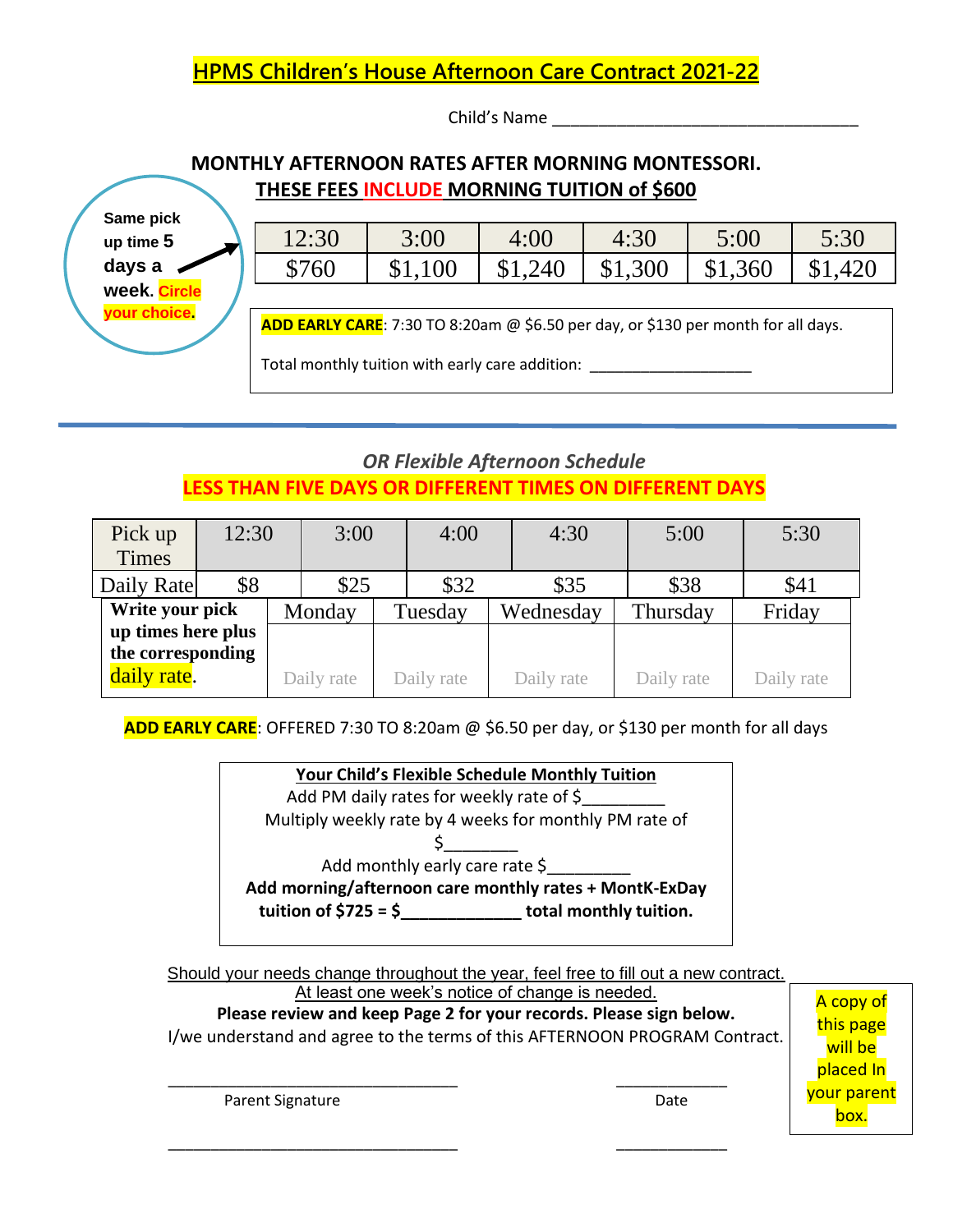# HPMS Children's House Afternoon Care Contract 2021-22

Child's Name ________________________________

## MONTHLY AFTERNOON RATES AFTER MORNING MONTESSORI.
## THESE FEES INCLUDE MORNING TUITION of $600

Same pick up time 5 days a week. Circle your choice.

| 12:30 | 3:00 | 4:00 | 4:30 | 5:00 | 5:30 |
|---|---|---|---|---|---|
| $760 | $1,100 | $1,240 | $1,300 | $1,360 | $1,420 |

**ADD EARLY CARE**: 7:30 TO 8:20am @ $6.50 per day, or $130 per month for all days.

Total monthly tuition with early care addition: __________________

---

### *OR Flexible Afternoon Schedule*
### LESS THAN FIVE DAYS OR DIFFERENT TIMES ON DIFFERENT DAYS

| Pick up Times | 12:30 | 3:00 | 4:00 | 4:30 | 5:00 | 5:30 |
|---|---|---|---|---|---|---|
| Daily Rate | $8 | $25 | $32 | $35 | $38 | $41 |

| **Write your pick up times here plus the corresponding daily rate.** | Monday | Tuesday | Wednesday | Thursday | Friday |
|---|---|---|---|---|---|
| | Daily rate | Daily rate | Daily rate | Daily rate | Daily rate |

**ADD EARLY CARE**: OFFERED 7:30 TO 8:20am @ $6.50 per day, or $130 per month for all days

**Your Child's Flexible Schedule Monthly Tuition**

Add PM daily rates for weekly rate of $_________

Multiply weekly rate by 4 weeks for monthly PM rate of $________

Add monthly early care rate $_________

**Add morning/afternoon care monthly rates + MontK-ExDay tuition of $725 = $_____________ total monthly tuition.**

Should your needs change throughout the year, feel free to fill out a new contract. At least one week's notice of change is needed.

**Please review and keep Page 2 for your records. Please sign below.**

I/we understand and agree to the terms of this AFTERNOON PROGRAM Contract.

________________________________ &nbsp;&nbsp;&nbsp;&nbsp; ____________

Parent Signature &nbsp;&nbsp;&nbsp;&nbsp; Date

________________________________ &nbsp;&nbsp;&nbsp;&nbsp; ____________

A copy of this page will be placed In your parent box.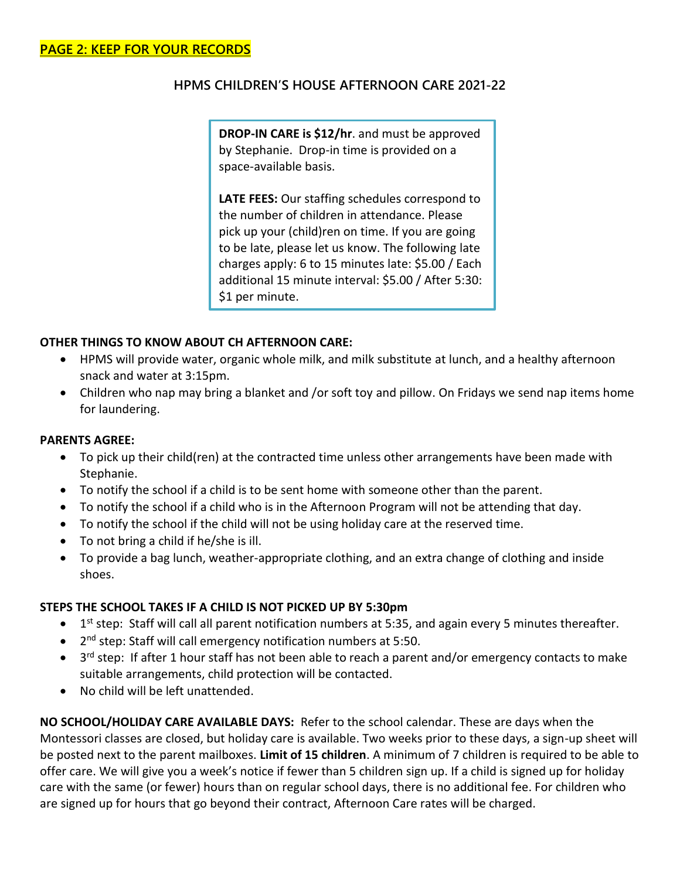**PAGE 2: KEEP FOR YOUR RECORDS**

## HPMS CHILDREN'S HOUSE AFTERNOON CARE 2021-22

**DROP-IN CARE is $12/hr**. and must be approved by Stephanie. Drop-in time is provided on a space-available basis.

**LATE FEES:** Our staffing schedules correspond to the number of children in attendance. Please pick up your (child)ren on time. If you are going to be late, please let us know. The following late charges apply: 6 to 15 minutes late: $5.00 / Each additional 15 minute interval: $5.00 / After 5:30: $1 per minute.

**OTHER THINGS TO KNOW ABOUT CH AFTERNOON CARE:**

- HPMS will provide water, organic whole milk, and milk substitute at lunch, and a healthy afternoon snack and water at 3:15pm.
- Children who nap may bring a blanket and /or soft toy and pillow. On Fridays we send nap items home for laundering.

**PARENTS AGREE:**

- To pick up their child(ren) at the contracted time unless other arrangements have been made with Stephanie.
- To notify the school if a child is to be sent home with someone other than the parent.
- To notify the school if a child who is in the Afternoon Program will not be attending that day.
- To notify the school if the child will not be using holiday care at the reserved time.
- To not bring a child if he/she is ill.
- To provide a bag lunch, weather-appropriate clothing, and an extra change of clothing and inside shoes.

**STEPS THE SCHOOL TAKES IF A CHILD IS NOT PICKED UP BY 5:30pm**

- 1st step: Staff will call all parent notification numbers at 5:35, and again every 5 minutes thereafter.
- 2nd step: Staff will call emergency notification numbers at 5:50.
- 3rd step: If after 1 hour staff has not been able to reach a parent and/or emergency contacts to make suitable arrangements, child protection will be contacted.
- No child will be left unattended.

**NO SCHOOL/HOLIDAY CARE AVAILABLE DAYS:** Refer to the school calendar. These are days when the Montessori classes are closed, but holiday care is available. Two weeks prior to these days, a sign-up sheet will be posted next to the parent mailboxes. **Limit of 15 children**. A minimum of 7 children is required to be able to offer care. We will give you a week's notice if fewer than 5 children sign up. If a child is signed up for holiday care with the same (or fewer) hours than on regular school days, there is no additional fee. For children who are signed up for hours that go beyond their contract, Afternoon Care rates will be charged.